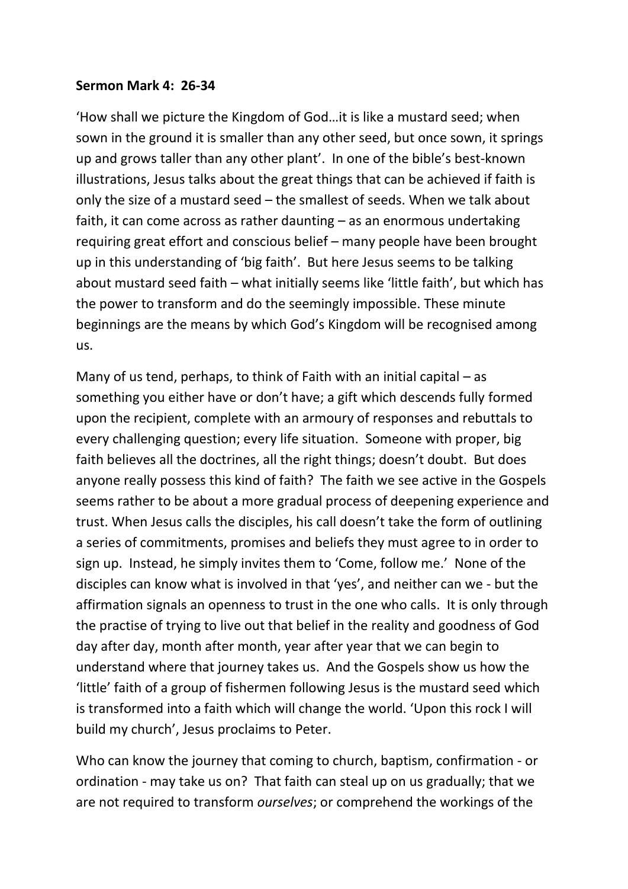**Sermon Mark 4: 26-34**

'How shall we picture the Kingdom of God…it is like a mustard seed; when sown in the ground it is smaller than any other seed, but once sown, it springs up and grows taller than any other plant'. In one of the bible's best-known illustrations, Jesus talks about the great things that can be achieved if faith is only the size of a mustard seed – the smallest of seeds. When we talk about faith, it can come across as rather daunting – as an enormous undertaking requiring great effort and conscious belief – many people have been brought up in this understanding of 'big faith'. But here Jesus seems to be talking about mustard seed faith – what initially seems like 'little faith', but which has the power to transform and do the seemingly impossible. These minute beginnings are the means by which God's Kingdom will be recognised among us.

Many of us tend, perhaps, to think of Faith with an initial capital – as something you either have or don't have; a gift which descends fully formed upon the recipient, complete with an armoury of responses and rebuttals to every challenging question; every life situation. Someone with proper, big faith believes all the doctrines, all the right things; doesn't doubt. But does anyone really possess this kind of faith? The faith we see active in the Gospels seems rather to be about a more gradual process of deepening experience and trust. When Jesus calls the disciples, his call doesn't take the form of outlining a series of commitments, promises and beliefs they must agree to in order to sign up. Instead, he simply invites them to 'Come, follow me.' None of the disciples can know what is involved in that 'yes', and neither can we - but the affirmation signals an openness to trust in the one who calls. It is only through the practise of trying to live out that belief in the reality and goodness of God day after day, month after month, year after year that we can begin to understand where that journey takes us. And the Gospels show us how the 'little' faith of a group of fishermen following Jesus is the mustard seed which is transformed into a faith which will change the world. 'Upon this rock I will build my church', Jesus proclaims to Peter.

Who can know the journey that coming to church, baptism, confirmation - or ordination - may take us on? That faith can steal up on us gradually; that we are not required to transform *ourselves*; or comprehend the workings of the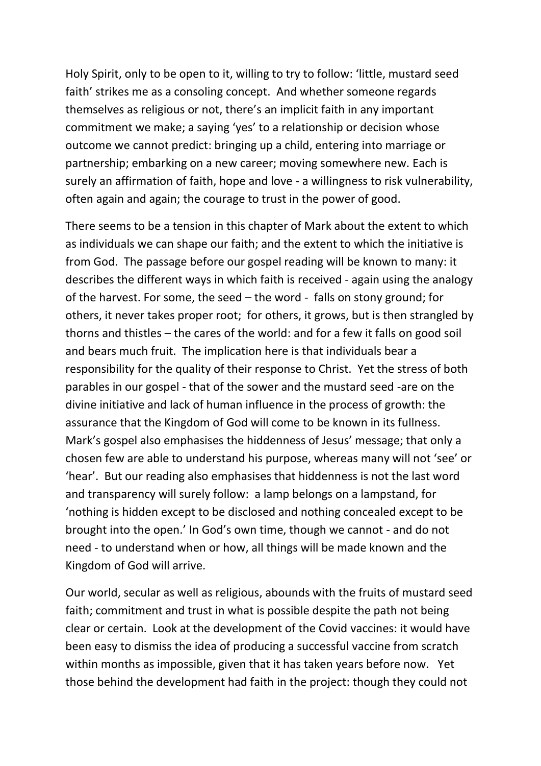Holy Spirit, only to be open to it, willing to try to follow: 'little, mustard seed faith' strikes me as a consoling concept. And whether someone regards themselves as religious or not, there's an implicit faith in any important commitment we make; a saying 'yes' to a relationship or decision whose outcome we cannot predict: bringing up a child, entering into marriage or partnership; embarking on a new career; moving somewhere new. Each is surely an affirmation of faith, hope and love - a willingness to risk vulnerability, often again and again; the courage to trust in the power of good.

There seems to be a tension in this chapter of Mark about the extent to which as individuals we can shape our faith; and the extent to which the initiative is from God. The passage before our gospel reading will be known to many: it describes the different ways in which faith is received - again using the analogy of the harvest. For some, the seed – the word - falls on stony ground; for others, it never takes proper root; for others, it grows, but is then strangled by thorns and thistles – the cares of the world: and for a few it falls on good soil and bears much fruit. The implication here is that individuals bear a responsibility for the quality of their response to Christ. Yet the stress of both parables in our gospel - that of the sower and the mustard seed -are on the divine initiative and lack of human influence in the process of growth: the assurance that the Kingdom of God will come to be known in its fullness. Mark's gospel also emphasises the hiddenness of Jesus' message; that only a chosen few are able to understand his purpose, whereas many will not 'see' or 'hear'. But our reading also emphasises that hiddenness is not the last word and transparency will surely follow: a lamp belongs on a lampstand, for 'nothing is hidden except to be disclosed and nothing concealed except to be brought into the open.' In God's own time, though we cannot - and do not need - to understand when or how, all things will be made known and the Kingdom of God will arrive.

Our world, secular as well as religious, abounds with the fruits of mustard seed faith; commitment and trust in what is possible despite the path not being clear or certain. Look at the development of the Covid vaccines: it would have been easy to dismiss the idea of producing a successful vaccine from scratch within months as impossible, given that it has taken years before now. Yet those behind the development had faith in the project: though they could not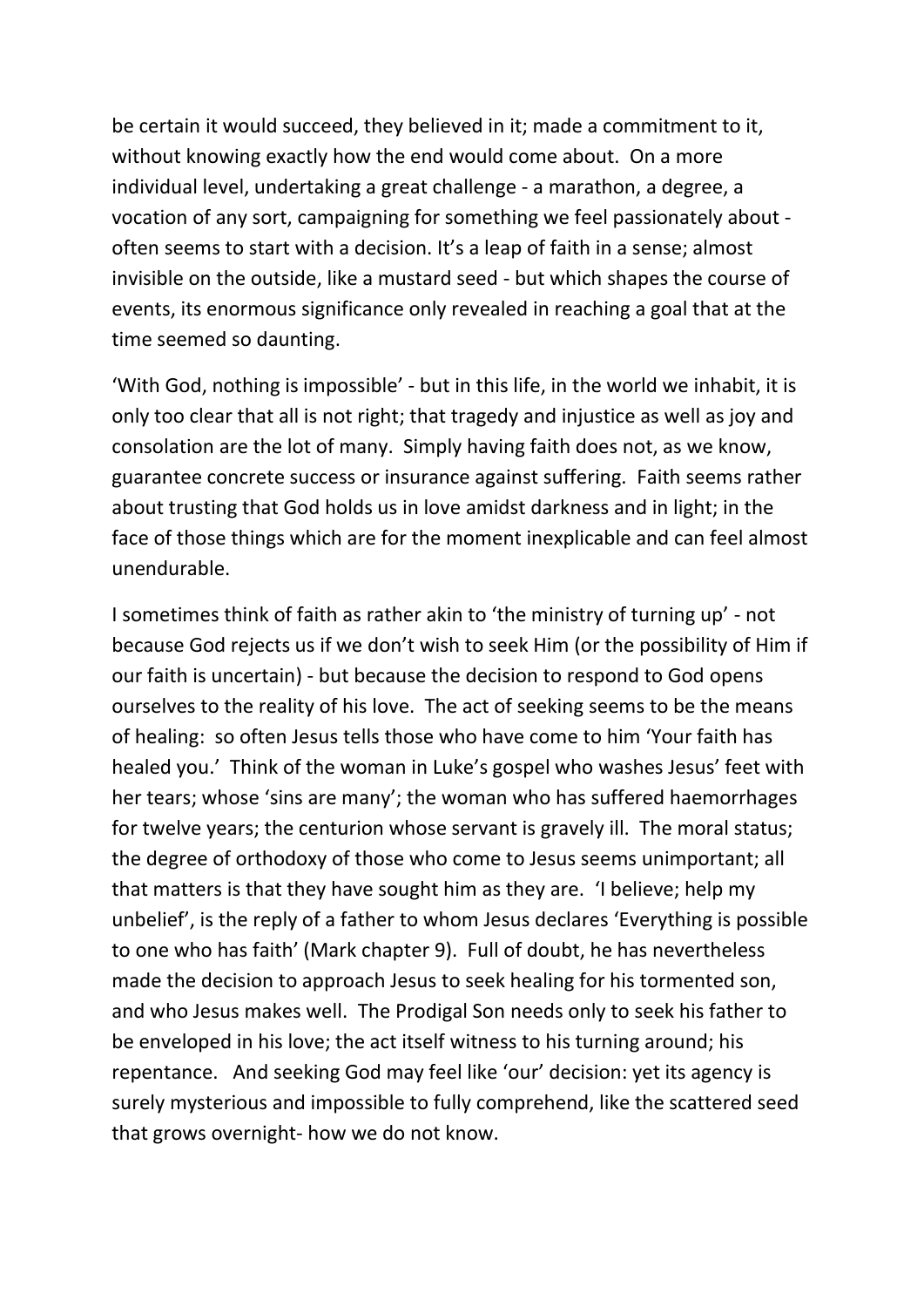be certain it would succeed, they believed in it; made a commitment to it, without knowing exactly how the end would come about. On a more individual level, undertaking a great challenge - a marathon, a degree, a vocation of any sort, campaigning for something we feel passionately about - often seems to start with a decision. It's a leap of faith in a sense; almost invisible on the outside, like a mustard seed - but which shapes the course of events, its enormous significance only revealed in reaching a goal that at the time seemed so daunting.

'With God, nothing is impossible' - but in this life, in the world we inhabit, it is only too clear that all is not right; that tragedy and injustice as well as joy and consolation are the lot of many. Simply having faith does not, as we know, guarantee concrete success or insurance against suffering. Faith seems rather about trusting that God holds us in love amidst darkness and in light; in the face of those things which are for the moment inexplicable and can feel almost unendurable.

I sometimes think of faith as rather akin to 'the ministry of turning up' - not because God rejects us if we don't wish to seek Him (or the possibility of Him if our faith is uncertain) - but because the decision to respond to God opens ourselves to the reality of his love. The act of seeking seems to be the means of healing: so often Jesus tells those who have come to him 'Your faith has healed you.' Think of the woman in Luke's gospel who washes Jesus' feet with her tears; whose 'sins are many'; the woman who has suffered haemorrhages for twelve years; the centurion whose servant is gravely ill. The moral status; the degree of orthodoxy of those who come to Jesus seems unimportant; all that matters is that they have sought him as they are. 'I believe; help my unbelief', is the reply of a father to whom Jesus declares 'Everything is possible to one who has faith' (Mark chapter 9). Full of doubt, he has nevertheless made the decision to approach Jesus to seek healing for his tormented son, and who Jesus makes well. The Prodigal Son needs only to seek his father to be enveloped in his love; the act itself witness to his turning around; his repentance. And seeking God may feel like 'our' decision: yet its agency is surely mysterious and impossible to fully comprehend, like the scattered seed that grows overnight- how we do not know.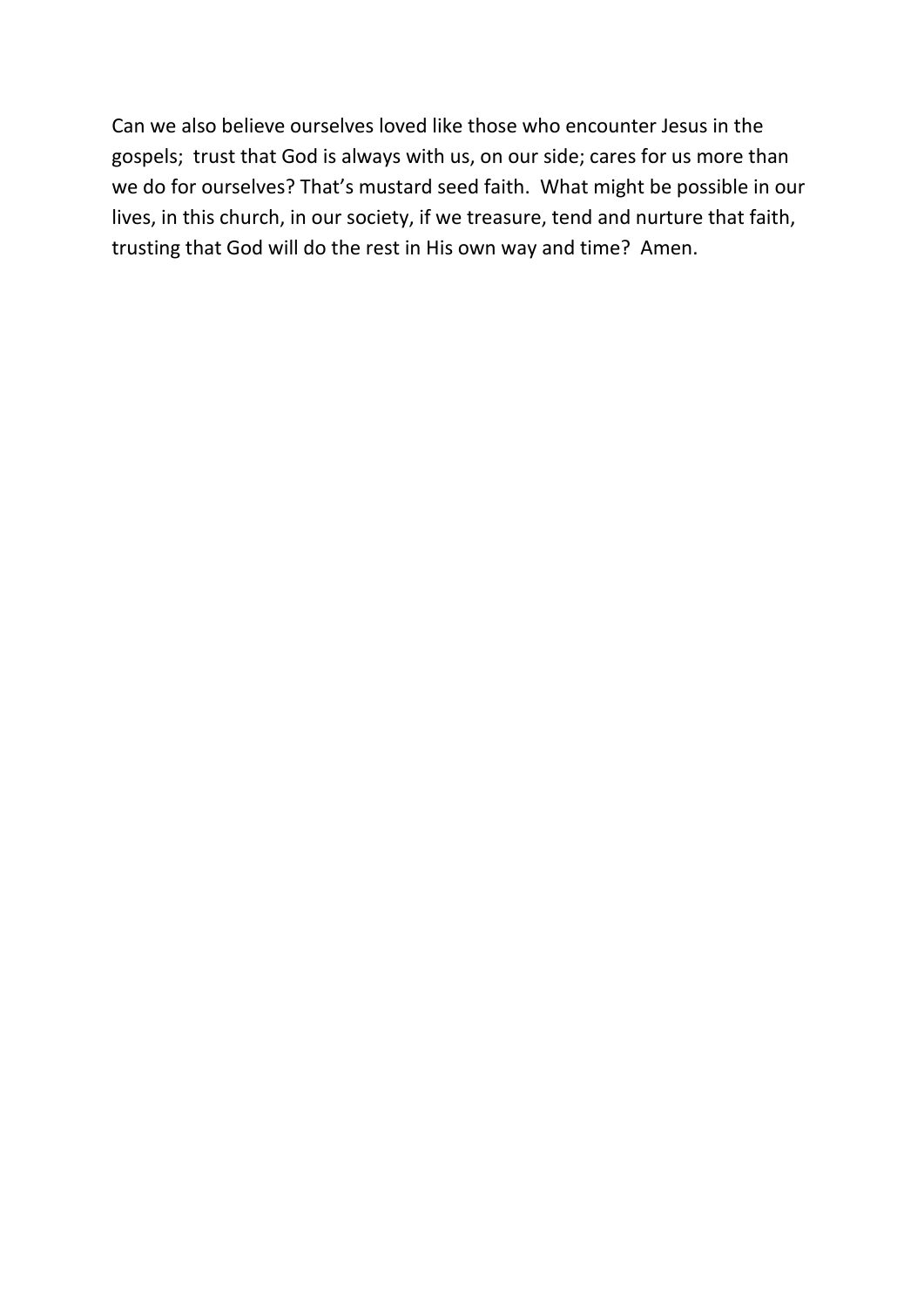Can we also believe ourselves loved like those who encounter Jesus in the gospels; trust that God is always with us, on our side; cares for us more than we do for ourselves? That's mustard seed faith. What might be possible in our lives, in this church, in our society, if we treasure, tend and nurture that faith, trusting that God will do the rest in His own way and time? Amen.